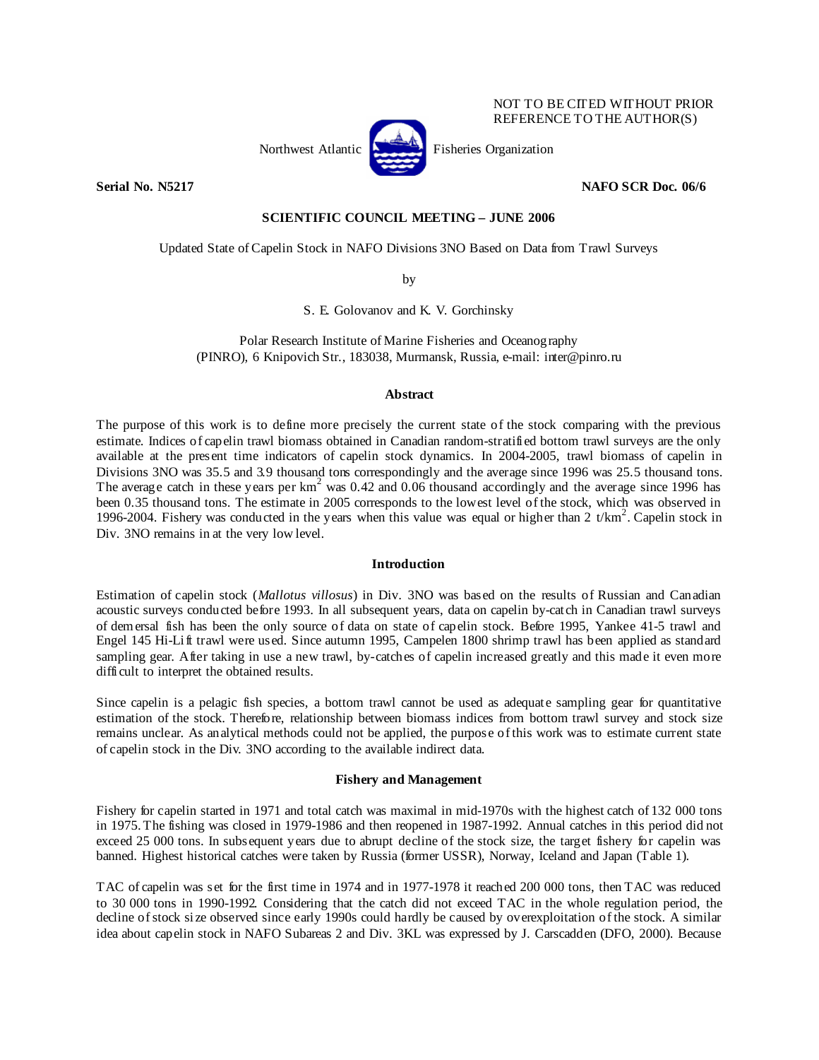NOT TO BE CITED WITHOUT PRIOR REFERENCE TO THE AUTHOR(S)

Northwest Atlantic Fisheries Organization

**Serial No. N5217** **NAFO SCR Doc. 06/6**

**SCIENTIFIC COUNCIL MEETING – JUNE 2006**

# Updated State of Capelin Stock in NAFO Divisions 3NO Based on Data from Trawl Surveys

by

S. E. Golovanov and K. V. Gorchinsky

Polar Research Institute of Marine Fisheries and Oceanography (PINRO), 6 Knipovich Str., 183038, Murmansk, Russia, e-mail: inter@pinro.ru

## Abstract

The purpose of this work is to define more precisely the current state of the stock comparing with the previous estimate. Indices of capelin trawl biomass obtained in Canadian random-stratified bottom trawl surveys are the only available at the present time indicators of capelin stock dynamics. In 2004-2005, trawl biomass of capelin in Divisions 3NO was 35.5 and 3.9 thousand tons correspondingly and the average since 1996 was 25.5 thousand tons. The average catch in these years per km$^2$ was 0.42 and 0.06 thousand accordingly and the average since 1996 has been 0.35 thousand tons. The estimate in 2005 corresponds to the lowest level of the stock, which was observed in 1996-2004. Fishery was conducted in the years when this value was equal or higher than 2 t/km$^2$. Capelin stock in Div. 3NO remains in at the very low level.

## Introduction

Estimation of capelin stock (*Mallotus villosus*) in Div. 3NO was based on the results of Russian and Canadian acoustic surveys conducted before 1993. In all subsequent years, data on capelin by-catch in Canadian trawl surveys of demersal fish has been the only source of data on state of capelin stock. Before 1995, Yankee 41-5 trawl and Engel 145 Hi-Lift trawl were used. Since autumn 1995, Campelen 1800 shrimp trawl has been applied as standard sampling gear. After taking in use a new trawl, by-catches of capelin increased greatly and this made it even more difficult to interpret the obtained results.

Since capelin is a pelagic fish species, a bottom trawl cannot be used as adequate sampling gear for quantitative estimation of the stock. Therefore, relationship between biomass indices from bottom trawl survey and stock size remains unclear. As analytical methods could not be applied, the purpose of this work was to estimate current state of capelin stock in the Div. 3NO according to the available indirect data.

## Fishery and Management

Fishery for capelin started in 1971 and total catch was maximal in mid-1970s with the highest catch of 132 000 tons in 1975. The fishing was closed in 1979-1986 and then reopened in 1987-1992. Annual catches in this period did not exceed 25 000 tons. In subsequent years due to abrupt decline of the stock size, the target fishery for capelin was banned. Highest historical catches were taken by Russia (former USSR), Norway, Iceland and Japan (Table 1).

TAC of capelin was set for the first time in 1974 and in 1977-1978 it reached 200 000 tons, then TAC was reduced to 30 000 tons in 1990-1992. Considering that the catch did not exceed TAC in the whole regulation period, the decline of stock size observed since early 1990s could hardly be caused by overexploitation of the stock. A similar idea about capelin stock in NAFO Subareas 2 and Div. 3KL was expressed by J. Carscadden (DFO, 2000). Because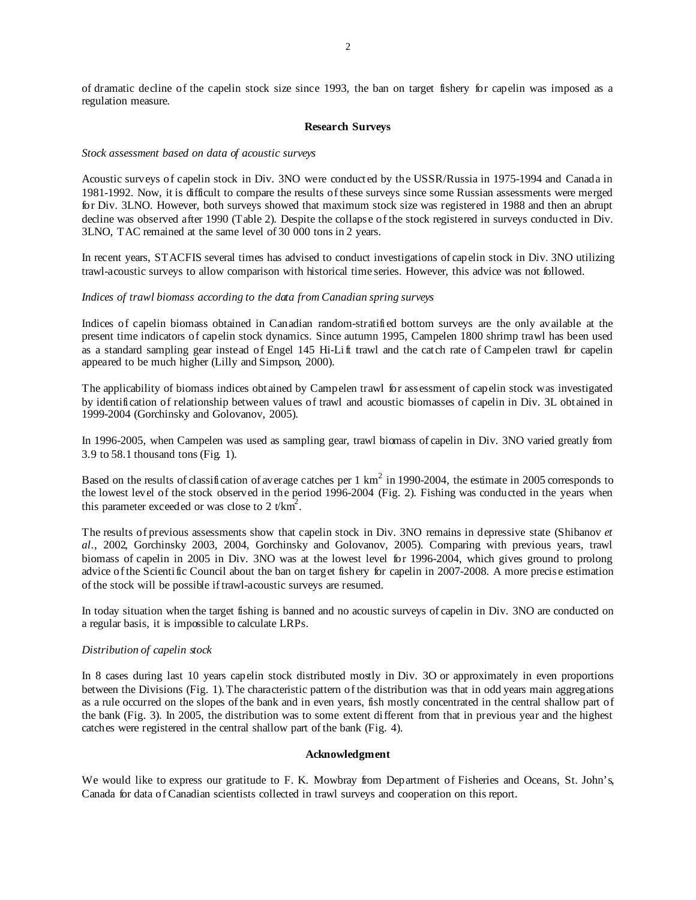of dramatic decline of the capelin stock size since 1993, the ban on target fishery for capelin was imposed as a regulation measure.

## Research Surveys

*Stock assessment based on data of acoustic surveys*

Acoustic surveys of capelin stock in Div. 3NO were conducted by the USSR/Russia in 1975-1994 and Canada in 1981-1992. Now, it is difficult to compare the results of these surveys since some Russian assessments were merged for Div. 3LNO. However, both surveys showed that maximum stock size was registered in 1988 and then an abrupt decline was observed after 1990 (Table 2). Despite the collapse of the stock registered in surveys conducted in Div. 3LNO, TAC remained at the same level of 30 000 tons in 2 years.

In recent years, STACFIS several times has advised to conduct investigations of capelin stock in Div. 3NO utilizing trawl-acoustic surveys to allow comparison with historical time series. However, this advice was not followed.

*Indices of trawl biomass according to the data from Canadian spring surveys*

Indices of capelin biomass obtained in Canadian random-stratified bottom surveys are the only available at the present time indicators of capelin stock dynamics. Since autumn 1995, Campelen 1800 shrimp trawl has been used as a standard sampling gear instead of Engel 145 Hi-Lift trawl and the catch rate of Campelen trawl for capelin appeared to be much higher (Lilly and Simpson, 2000).

The applicability of biomass indices obtained by Campelen trawl for assessment of capelin stock was investigated by identification of relationship between values of trawl and acoustic biomasses of capelin in Div. 3L obtained in 1999-2004 (Gorchinsky and Golovanov, 2005).

In 1996-2005, when Campelen was used as sampling gear, trawl biomass of capelin in Div. 3NO varied greatly from 3.9 to 58.1 thousand tons (Fig. 1).

Based on the results of classification of average catches per 1 $km^2$ in 1990-2004, the estimate in 2005 corresponds to the lowest level of the stock observed in the period 1996-2004 (Fig. 2). Fishing was conducted in the years when this parameter exceeded or was close to 2 $t/km^2$.

The results of previous assessments show that capelin stock in Div. 3NO remains in depressive state (Shibanov *et al*., 2002, Gorchinsky 2003, 2004, Gorchinsky and Golovanov, 2005). Comparing with previous years, trawl biomass of capelin in 2005 in Div. 3NO was at the lowest level for 1996-2004, which gives ground to prolong advice of the Scientific Council about the ban on target fishery for capelin in 2007-2008. A more precise estimation of the stock will be possible if trawl-acoustic surveys are resumed.

In today situation when the target fishing is banned and no acoustic surveys of capelin in Div. 3NO are conducted on a regular basis, it is impossible to calculate LRPs.

*Distribution of capelin stock*

In 8 cases during last 10 years capelin stock distributed mostly in Div. 3O or approximately in even proportions between the Divisions (Fig. 1). The characteristic pattern of the distribution was that in odd years main aggregations as a rule occurred on the slopes of the bank and in even years, fish mostly concentrated in the central shallow part of the bank (Fig. 3). In 2005, the distribution was to some extent different from that in previous year and the highest catches were registered in the central shallow part of the bank (Fig. 4).

## Acknowledgment

We would like to express our gratitude to F. K. Mowbray from Department of Fisheries and Oceans, St. John's, Canada for data of Canadian scientists collected in trawl surveys and cooperation on this report.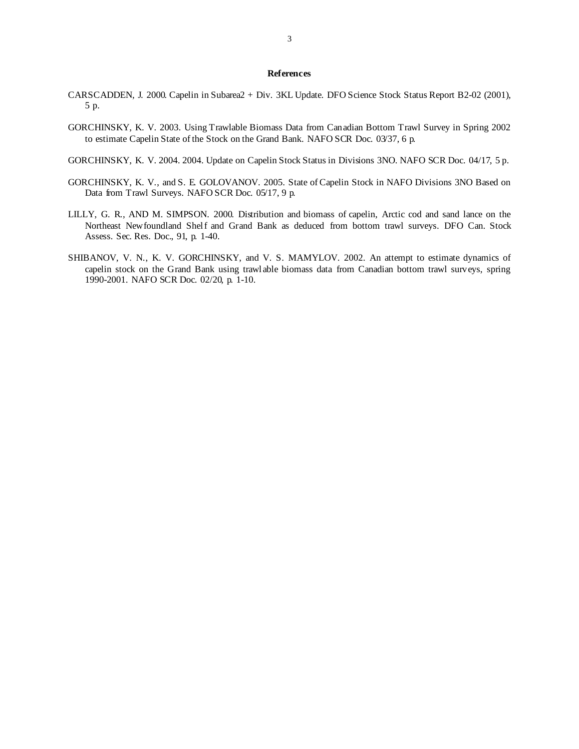## References

CARSCADDEN, J. 2000. Capelin in Subarea2 + Div. 3KL Update. DFO Science Stock Status Report B2-02 (2001), 5 p.

GORCHINSKY, K. V. 2003. Using Trawlable Biomass Data from Canadian Bottom Trawl Survey in Spring 2002 to estimate Capelin State of the Stock on the Grand Bank. NAFO SCR Doc. 03/37, 6 p.

GORCHINSKY, K. V. 2004. 2004. Update on Capelin Stock Status in Divisions 3NO. NAFO SCR Doc. 04/17, 5 p.

GORCHINSKY, K. V., and S. E. GOLOVANOV. 2005. State of Capelin Stock in NAFO Divisions 3NO Based on Data from Trawl Surveys. NAFO SCR Doc. 05/17, 9 p.

LILLY, G. R., AND M. SIMPSON. 2000. Distribution and biomass of capelin, Arctic cod and sand lance on the Northeast Newfoundland Shelf and Grand Bank as deduced from bottom trawl surveys. DFO Can. Stock Assess. Sec. Res. Doc., 91, p. 1-40.

SHIBANOV, V. N., K. V. GORCHINSKY, and V. S. MAMYLOV. 2002. An attempt to estimate dynamics of capelin stock on the Grand Bank using trawlable biomass data from Canadian bottom trawl surveys, spring 1990-2001. NAFO SCR Doc. 02/20, p. 1-10.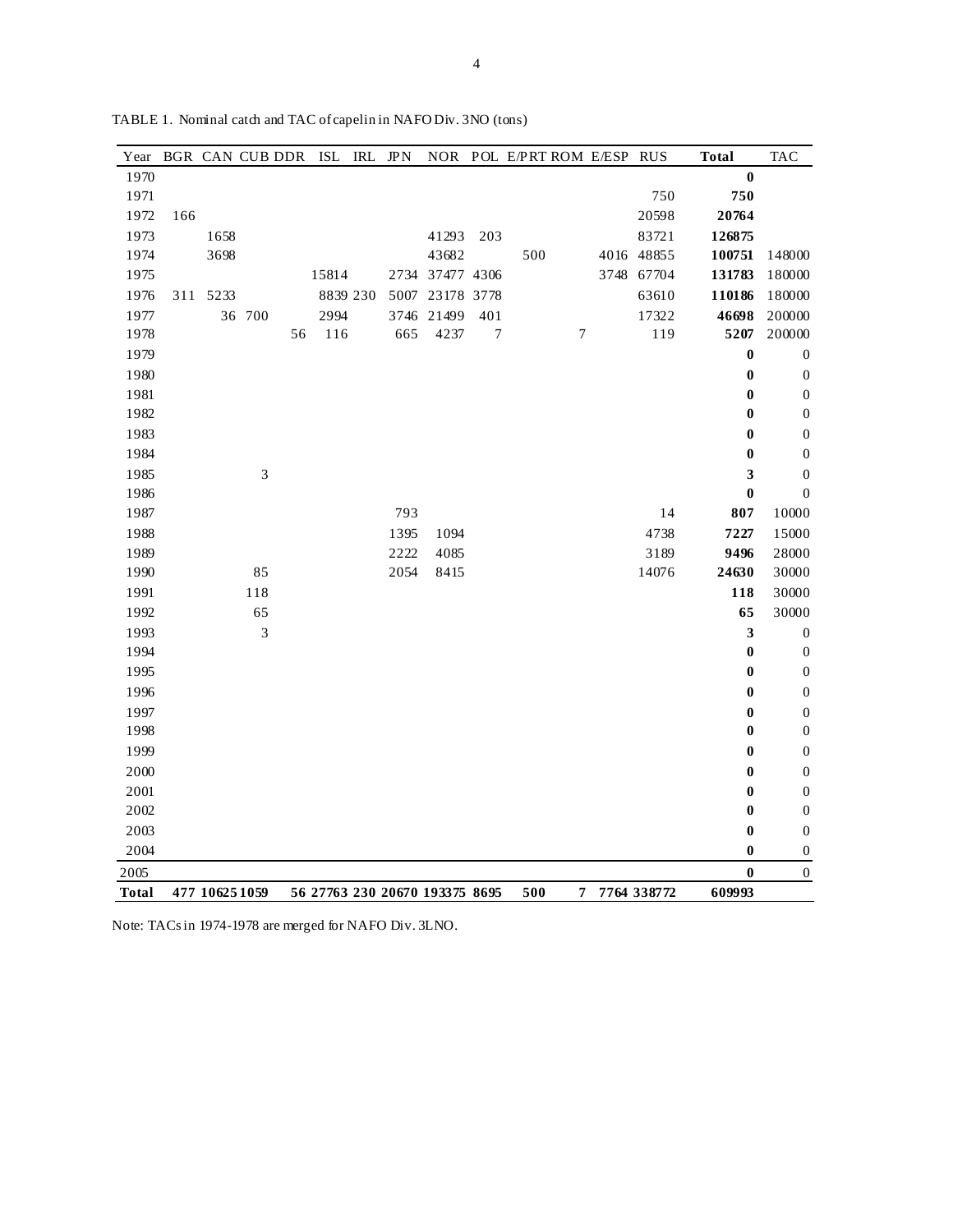TABLE 1. Nominal catch and TAC of capelin in NAFO Div. 3NO (tons)

| Year | BGR | CAN | CUB | DDR | ISL | IRL | JPN | NOR | POL | E/PRT | ROM | E/ESP | RUS | Total | TAC |
|---|---|---|---|---|---|---|---|---|---|---|---|---|---|---|---|
| 1970 | | | | | | | | | | | | | | **0** | |
| 1971 | | | | | | | | | | | | | 750 | **750** | |
| 1972 | 166 | | | | | | | | | | | | 20598 | **20764** | |
| 1973 | | 1658 | | | | | | 41293 | 203 | | | | 83721 | **126875** | |
| 1974 | | 3698 | | | | | | 43682 | | 500 | | 4016 | 48855 | **100751** | 148000 |
| 1975 | | | | | 15814 | | 2734 | 37477 | 4306 | | | 3748 | 67704 | **131783** | 180000 |
| 1976 | 311 | 5233 | | | 8839 | 230 | 5007 | 23178 | 3778 | | | | 63610 | **110186** | 180000 |
| 1977 | | 36 | 700 | | 2994 | | 3746 | 21499 | 401 | | | | 17322 | **46698** | 200000 |
| 1978 | | | | 56 | 116 | | 665 | 4237 | 7 | | 7 | | 119 | **5207** | 200000 |
| 1979 | | | | | | | | | | | | | | **0** | 0 |
| 1980 | | | | | | | | | | | | | | **0** | 0 |
| 1981 | | | | | | | | | | | | | | **0** | 0 |
| 1982 | | | | | | | | | | | | | | **0** | 0 |
| 1983 | | | | | | | | | | | | | | **0** | 0 |
| 1984 | | | | | | | | | | | | | | **0** | 0 |
| 1985 | | | 3 | | | | | | | | | | | **3** | 0 |
| 1986 | | | | | | | | | | | | | | **0** | 0 |
| 1987 | | | | | | | 793 | | | | | | 14 | **807** | 10000 |
| 1988 | | | | | | | 1395 | 1094 | | | | | 4738 | **7227** | 15000 |
| 1989 | | | | | | | 2222 | 4085 | | | | | 3189 | **9496** | 28000 |
| 1990 | | | 85 | | | | 2054 | 8415 | | | | | 14076 | **24630** | 30000 |
| 1991 | | | 118 | | | | | | | | | | | **118** | 30000 |
| 1992 | | | 65 | | | | | | | | | | | **65** | 30000 |
| 1993 | | | 3 | | | | | | | | | | | **3** | 0 |
| 1994 | | | | | | | | | | | | | | **0** | 0 |
| 1995 | | | | | | | | | | | | | | **0** | 0 |
| 1996 | | | | | | | | | | | | | | **0** | 0 |
| 1997 | | | | | | | | | | | | | | **0** | 0 |
| 1998 | | | | | | | | | | | | | | **0** | 0 |
| 1999 | | | | | | | | | | | | | | **0** | 0 |
| 2000 | | | | | | | | | | | | | | **0** | 0 |
| 2001 | | | | | | | | | | | | | | **0** | 0 |
| 2002 | | | | | | | | | | | | | | **0** | 0 |
| 2003 | | | | | | | | | | | | | | **0** | 0 |
| 2004 | | | | | | | | | | | | | | **0** | 0 |
| 2005 | | | | | | | | | | | | | | **0** | 0 |
| **Total** | **477** | **10625** | **1059** | **56** | **27763** | **230** | **20670** | **193375** | **8695** | **500** | **7** | **7764** | **338772** | **609993** | |

Note: TACs in 1974-1978 are merged for NAFO Div. 3LNO.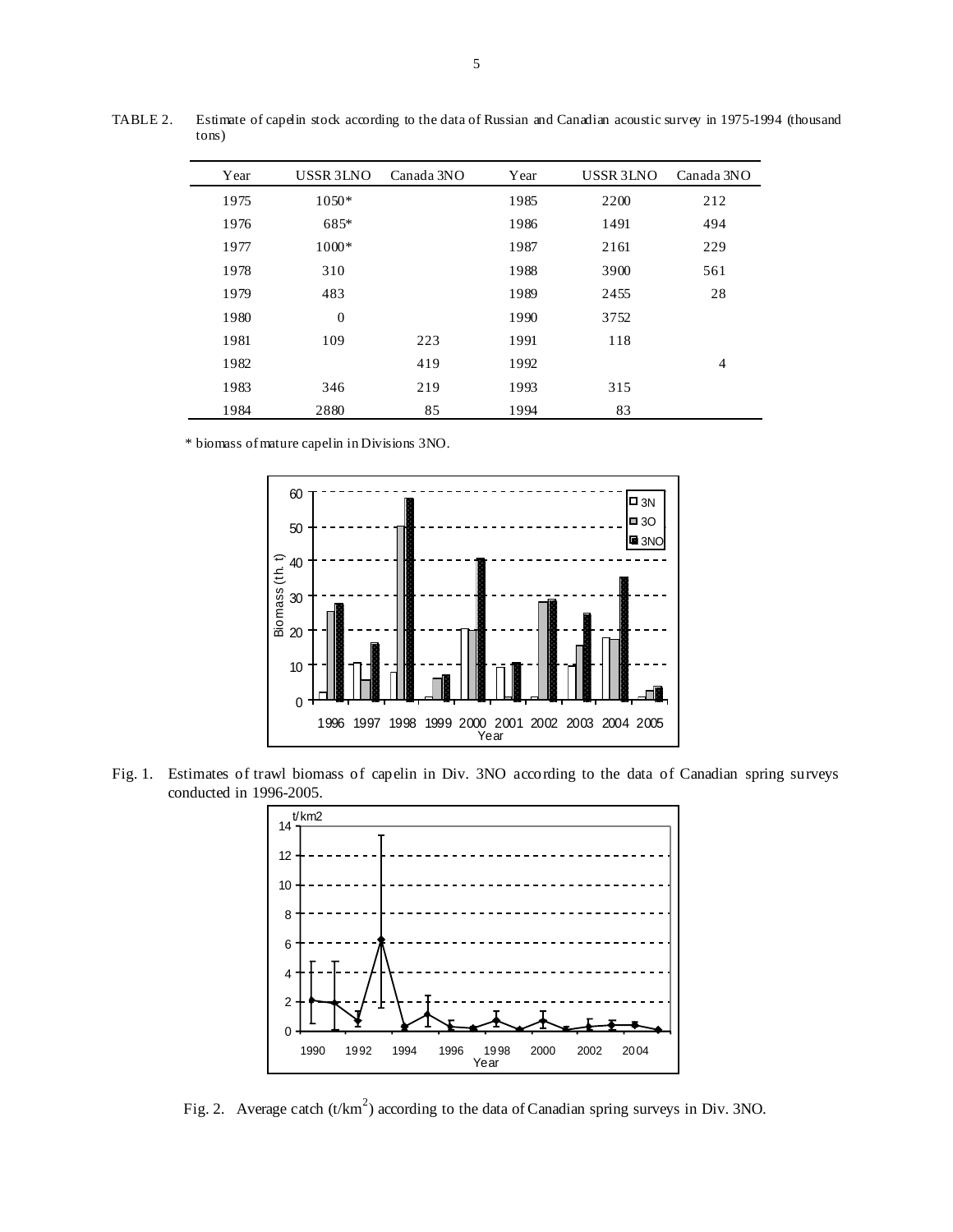TABLE 2. Estimate of capelin stock according to the data of Russian and Canadian acoustic survey in 1975-1994 (thousand tons)

| Year | USSR 3LNO | Canada 3NO | Year | USSR 3LNO | Canada 3NO |
|---|---|---|---|---|---|
| 1975 | 1050* | | 1985 | 2200 | 212 |
| 1976 | 685* | | 1986 | 1491 | 494 |
| 1977 | 1000* | | 1987 | 2161 | 229 |
| 1978 | 310 | | 1988 | 3900 | 561 |
| 1979 | 483 | | 1989 | 2455 | 28 |
| 1980 | 0 | | 1990 | 3752 | |
| 1981 | 109 | 223 | 1991 | 118 | |
| 1982 | | 419 | 1992 | | 4 |
| 1983 | 346 | 219 | 1993 | 315 | |
| 1984 | 2880 | 85 | 1994 | 83 | |

\* biomass of mature capelin in Divisions 3NO.

Fig. 1. Estimates of trawl biomass of capelin in Div. 3NO according to the data of Canadian spring surveys conducted in 1996-2005.

Fig. 2. Average catch (t/km$^2$) according to the data of Canadian spring surveys in Div. 3NO.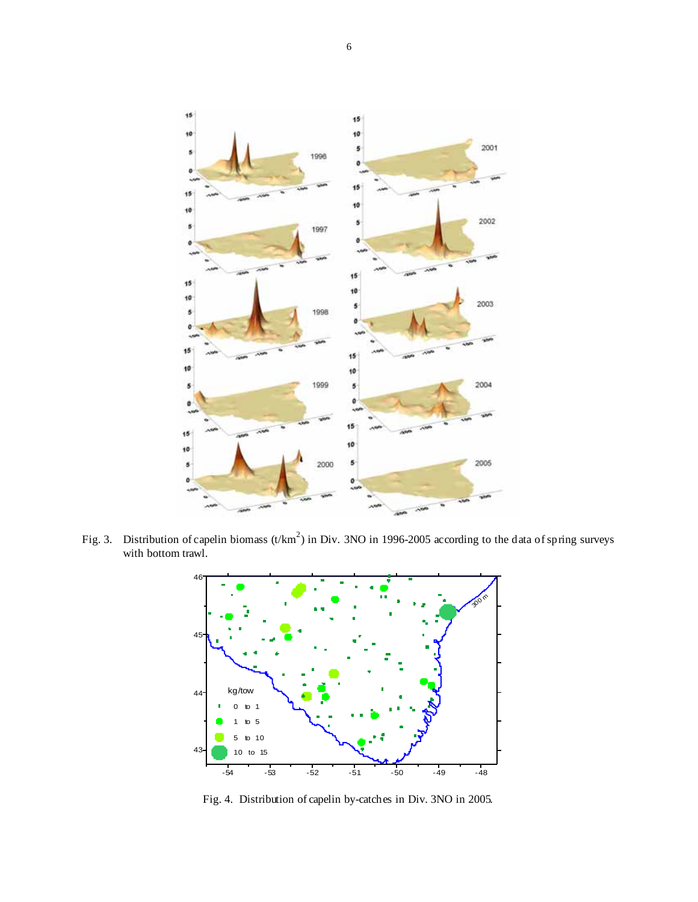15
10
5
0
1996

2001

1997

2002

1998

2003

1999

2004

2000

2005

Fig. 3. Distribution of capelin biomass (t/km$^2$) in Div. 3NO in 1996-2005 according to the data of spring surveys with bottom trawl.

46
45
44
43
-54 -53 -52 -51 -50 -49 -48
300 m
kg/tow
0 to 1
1 to 5
5 to 10
10 to 15

Fig. 4. Distribution of capelin by-catches in Div. 3NO in 2005.